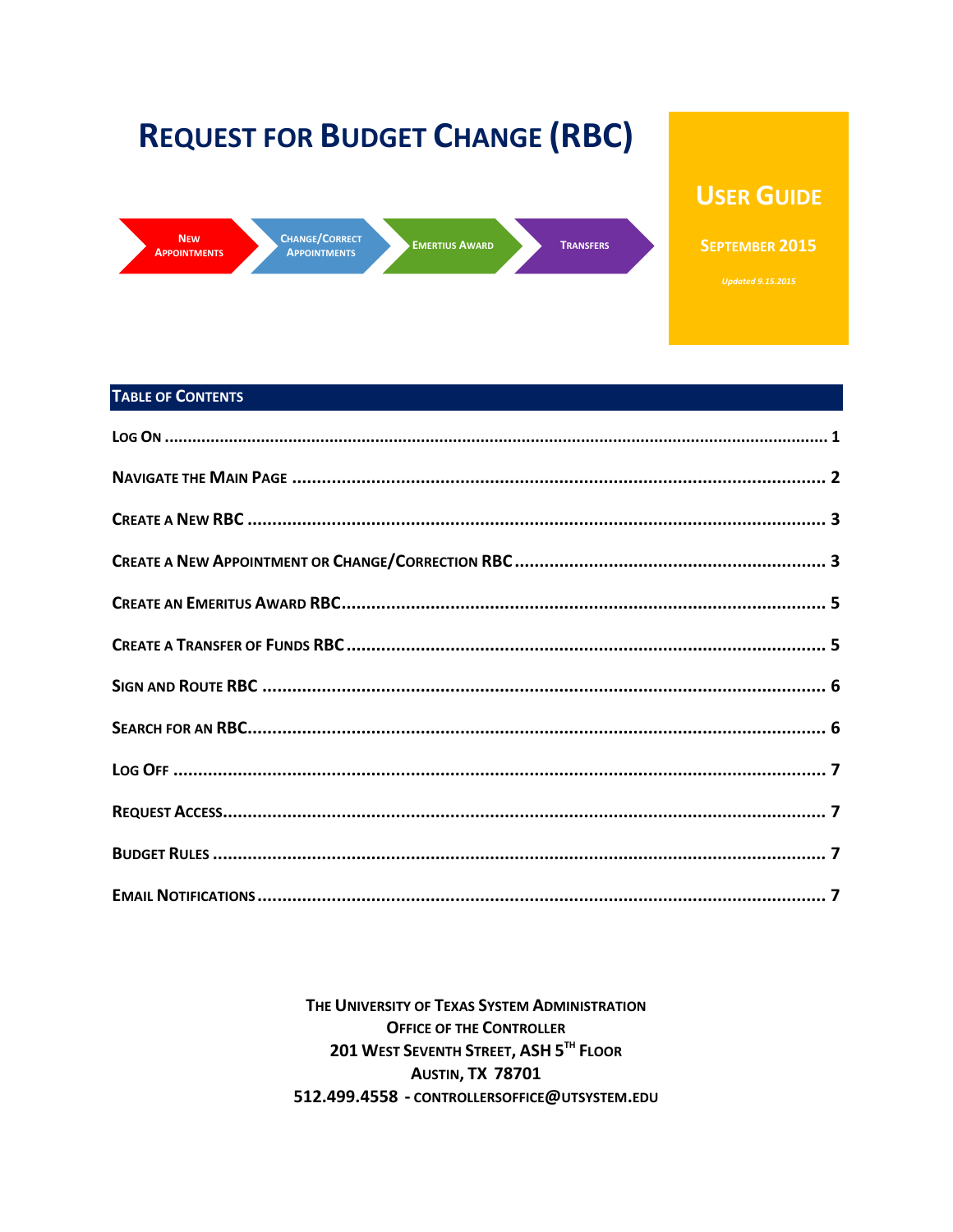# REQUEST FOR BUDGET CHANGE (RBC)

NEW APPOINTMENTS → CHANGE/CORRECT APPOINTMENTS → EMERTIUS AWARD → TRANSFERS

## USER GUIDE

**SEPTEMBER 2015**

*Updated 9.15.2015*

## TABLE OF CONTENTS

| | |
|---|---|
| LOG ON | 1 |
| NAVIGATE THE MAIN PAGE | 2 |
| CREATE A NEW RBC | 3 |
| CREATE A NEW APPOINTMENT OR CHANGE/CORRECTION RBC | 3 |
| CREATE AN EMERITUS AWARD RBC | 5 |
| CREATE A TRANSFER OF FUNDS RBC | 5 |
| SIGN AND ROUTE RBC | 6 |
| SEARCH FOR AN RBC | 6 |
| LOG OFF | 7 |
| REQUEST ACCESS | 7 |
| BUDGET RULES | 7 |
| EMAIL NOTIFICATIONS | 7 |

**THE UNIVERSITY OF TEXAS SYSTEM ADMINISTRATION**
**OFFICE OF THE CONTROLLER**
**201 WEST SEVENTH STREET, ASH 5TH FLOOR**
**AUSTIN, TX 78701**
**512.499.4558 - CONTROLLERSOFFICE@UTSYSTEM.EDU**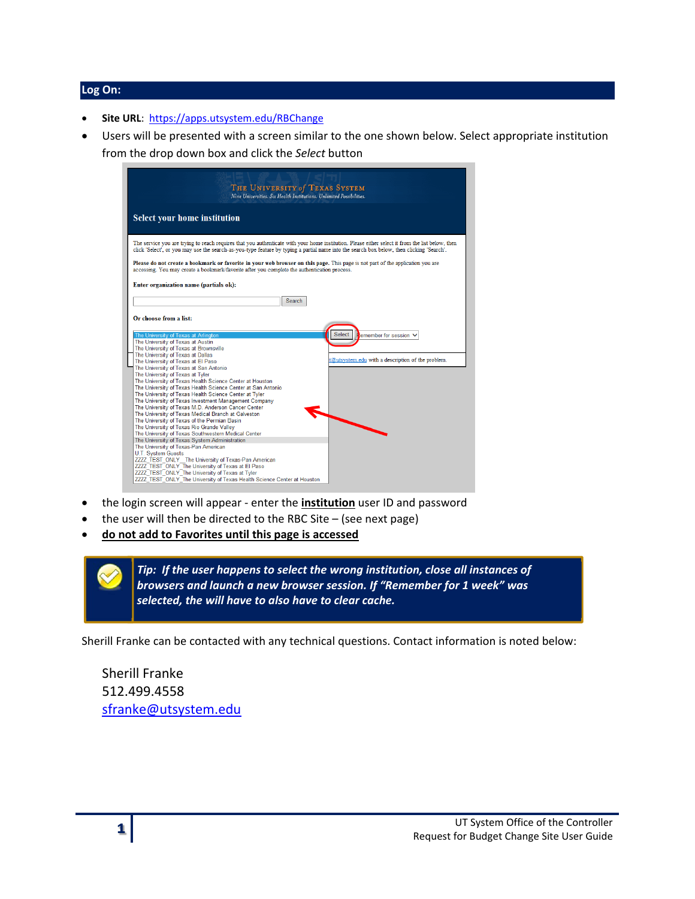## Log On:

- **Site URL**: [https://apps.utsystem.edu/RBChange](https://apps.utsystem.edu/RBChange)
- Users will be presented with a screen similar to the one shown below. Select appropriate institution from the drop down box and click the *Select* button

- the login screen will appear - enter the **institution** user ID and password
- the user will then be directed to the RBC Site – (see next page)
- **do not add to Favorites until this page is accessed**

> ***Tip: If the user happens to select the wrong institution, close all instances of browsers and launch a new browser session. If "Remember for 1 week" was selected, the will have to also have to clear cache.***

Sherill Franke can be contacted with any technical questions. Contact information is noted below:

Sherill Franke
512.499.4558
[sfranke@utsystem.edu](mailto:sfranke@utsystem.edu)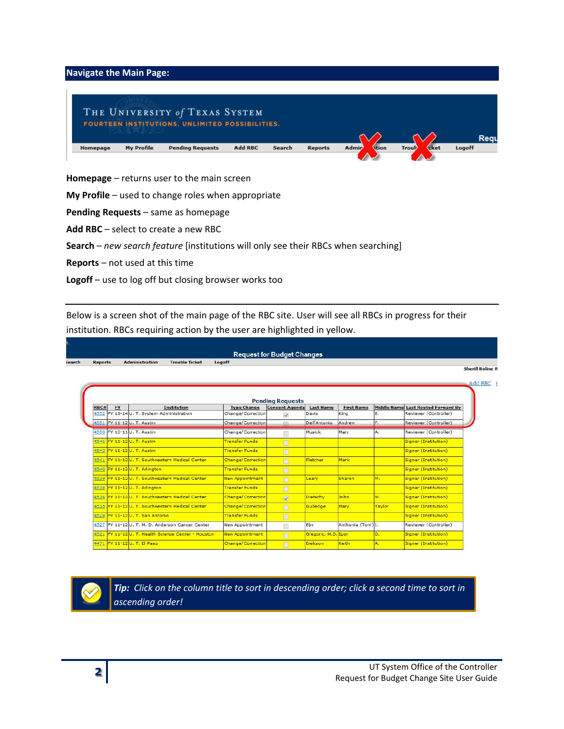## Navigate the Main Page:

THE UNIVERSITY of TEXAS SYSTEM
FOURTEEN INSTITUTIONS. UNLIMITED POSSIBILITIES.

Homepage | My Profile | Pending Requests | Add RBC | Search | Reports | Administration | Trouble Ticket | Logoff

**Homepage** – returns user to the main screen

**My Profile** – used to change roles when appropriate

**Pending Requests** – same as homepage

**Add RBC** – select to create a new RBC

**Search** – *new search feature* [institutions will only see their RBCs when searching]

**Reports** – not used at this time

**Logoff** – use to log off but closing browser works too

---

Below is a screen shot of the main page of the RBC site. User will see all RBCs in progress for their institution. RBCs requiring action by the user are highlighted in yellow.

Request for Budget Changes

Search | Reports | Administration | Trouble Ticket | Logoff

Sherill Boline R

Add RBC

Pending Requests

| RBC# | FY | Institution | Type Change | Consent Agenda | Last Name | First Name | Middle Name | Last Routed Forward By |
|---|---|---|---|---|---|---|---|---|
| 4552 | FY 13-14 | U. T. System Administration | Change/Correction | ☑ | Davis | King | E. | Reviewer (Controller) |
| 4551 | FY 11-12 | U. T. Austin | Change/Correction | ☐ | Dell'Antonio | Andrew | F. | Reviewer (Controller) |
| 4550 | FY 10-11 | U. T. Austin | Change/Correction | ☐ | Musick | Marc | A. | Reviewer (Controller) |
| 4546 | FY 11-12 | U. T. Austin | Transfer Funds | ☐ | | | | Signer (Institution) |
| 4543 | FY 11-12 | U. T. Austin | Transfer Funds | ☐ | | | | Signer (Institution) |
| 4541 | FY 11-12 | U. T. Southwestern Medical Center | Change/Correction | ☐ | Fletcher | Mark | | Signer (Institution) |
| 4540 | FY 11-12 | U. T. Arlington | Transfer Funds | ☐ | | | | Signer (Institution) |
| 4539 | FY 11-12 | U. T. Southwestern Medical Center | New Appointment | ☐ | Leary | Sharon | M. | Signer (Institution) |
| 4538 | FY 11-12 | U. T. Arlington | Transfer Funds | ☐ | | | | Signer (Institution) |
| 4536 | FY 11-12 | U. T. Southwestern Medical Center | Change/Correction | ☑ | Dietschy | John | M. | Signer (Institution) |
| 4535 | FY 11-12 | U. T. Southwestern Medical Center | Change/Correction | ☐ | Gulledge | Mary | Taylor | Signer (Institution) |
| 4528 | FY 11-12 | U. T. San Antonio | Transfer Funds | ☐ | | | | Signer (Institution) |
| 4527 | FY 11-12 | U. T. M. D. Anderson Cancer Center | New Appointment | ☐ | Eby | Anthonia (Toni) | I. | Reviewer (Controller) |
| 4521 | FY 11-12 | U. T. Health Science Center - Houston | New Appointment | ☐ | Gregoric, M.D. | Igor | D. | Signer (Institution) |
| 4471 | FY 11-12 | U. T. El Paso | Change/Correction | ☐ | Erekson | Keith | A. | Signer (Institution) |

***Tip:** Click on the column title to sort in descending order; click a second time to sort in ascending order!*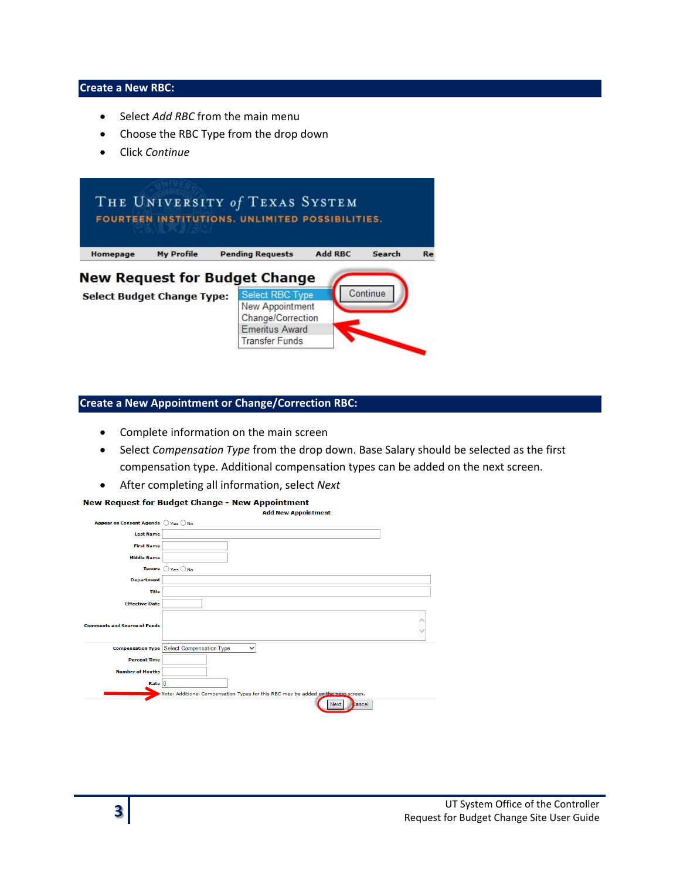## Create a New RBC:

- Select *Add RBC* from the main menu
- Choose the RBC Type from the drop down
- Click *Continue*

## Create a New Appointment or Change/Correction RBC:

- Complete information on the main screen
- Select *Compensation Type* from the drop down. Base Salary should be selected as the first compensation type. Additional compensation types can be added on the next screen.
- After completing all information, select *Next*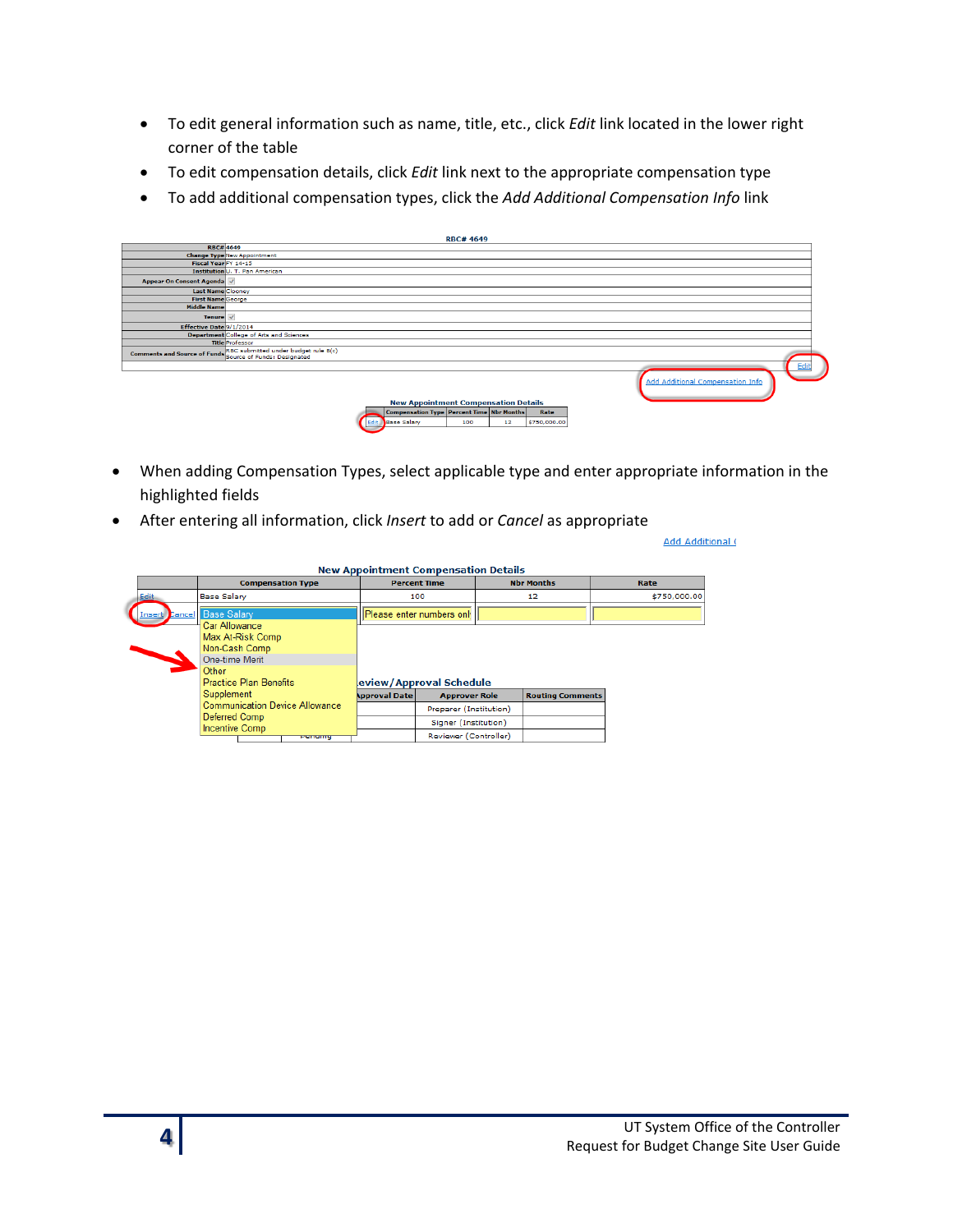- To edit general information such as name, title, etc., click *Edit* link located in the lower right corner of the table
- To edit compensation details, click *Edit* link next to the appropriate compensation type
- To add additional compensation types, click the *Add Additional Compensation Info* link

RBC# 4649

| | |
|---|---|
| RBC# | 4649 |
| Change Type | New Appointment |
| Fiscal Year | FY 14-15 |
| Institution | U. T. Pan American |
| Appear On Consent Agenda | ✓ |
| Last Name | Clooney |
| First Name | George |
| Middle Name | |
| Tenure | ✓ |
| Effective Date | 9/1/2014 |
| Department | College of Arts and Sciences |
| Title | Professor |
| Comments and Source of Funds | RBC submitted under budget rule 8(c) Source of Funds: Designated |

Edit

Add Additional Compensation Info

New Appointment Compensation Details

| | Compensation Type | Percent Time | Nbr Months | Rate |
|---|---|---|---|---|
| Edit | Base Salary | 100 | 12 | $750,000.00 |

- When adding Compensation Types, select applicable type and enter appropriate information in the highlighted fields
- After entering all information, click *Insert* to add or *Cancel* as appropriate

Add Additional (

New Appointment Compensation Details

| | Compensation Type | Percent Time | Nbr Months | Rate |
|---|---|---|---|---|
| Edit | Base Salary | 100 | 12 | $750,000.00 |
| Insert Cancel | Base Salary | Please enter numbers onl | | |

Base Salary
Car Allowance
Max At-Risk Comp
Non-Cash Comp
One-time Merit
Other
Practice Plan Benefits
Supplement
Communication Device Allowance
Deferred Comp
Incentive Comp

Review/Approval Schedule

| Approval Date | Approver Role | Routing Comments |
|---|---|---|
| | Preparer (Institution) | |
| | Signer (Institution) | |
| | Reviewer (Controller) | |

UT System Office of the Controller
Request for Budget Change Site User Guide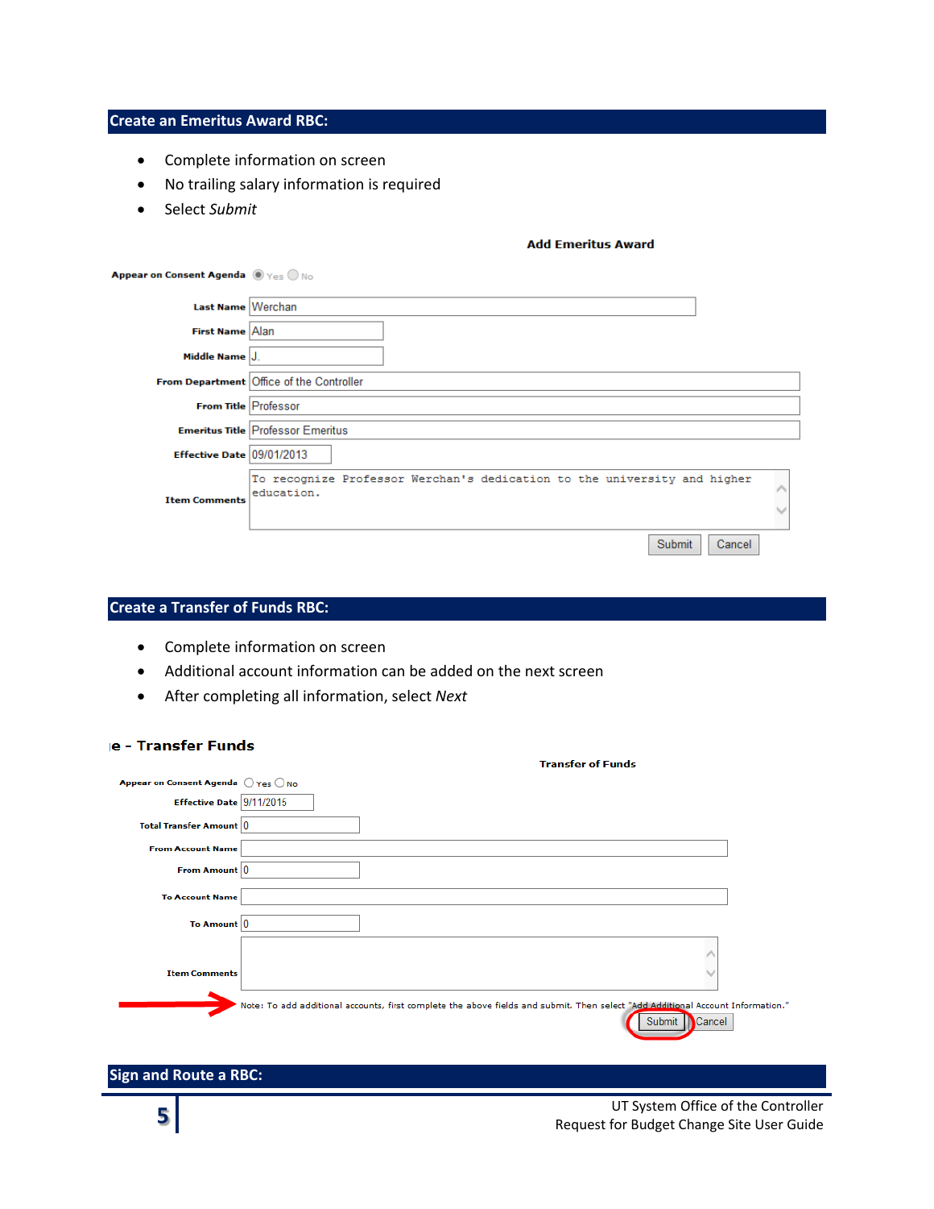## Create an Emeritus Award RBC:

- Complete information on screen
- No trailing salary information is required
- Select *Submit*

**Add Emeritus Award**

**Appear on Consent Agenda** Yes No

**Last Name** Werchan

**First Name** Alan

**Middle Name** J.

**From Department** Office of the Controller

**From Title** Professor

**Emeritus Title** Professor Emeritus

**Effective Date** 09/01/2013

**Item Comments** To recognize Professor Werchan's dedication to the university and higher education.

Submit Cancel

## Create a Transfer of Funds RBC:

- Complete information on screen
- Additional account information can be added on the next screen
- After completing all information, select *Next*

**e - Transfer Funds**

**Transfer of Funds**

**Appear on Consent Agenda** Yes No

**Effective Date** 9/11/2015

**Total Transfer Amount** 0

**From Account Name**

**From Amount** 0

**To Account Name**

**To Amount** 0

**Item Comments**

Note: To add additional accounts, first complete the above fields and submit. Then select "Add Additional Account Information."

Submit Cancel

## Sign and Route a RBC: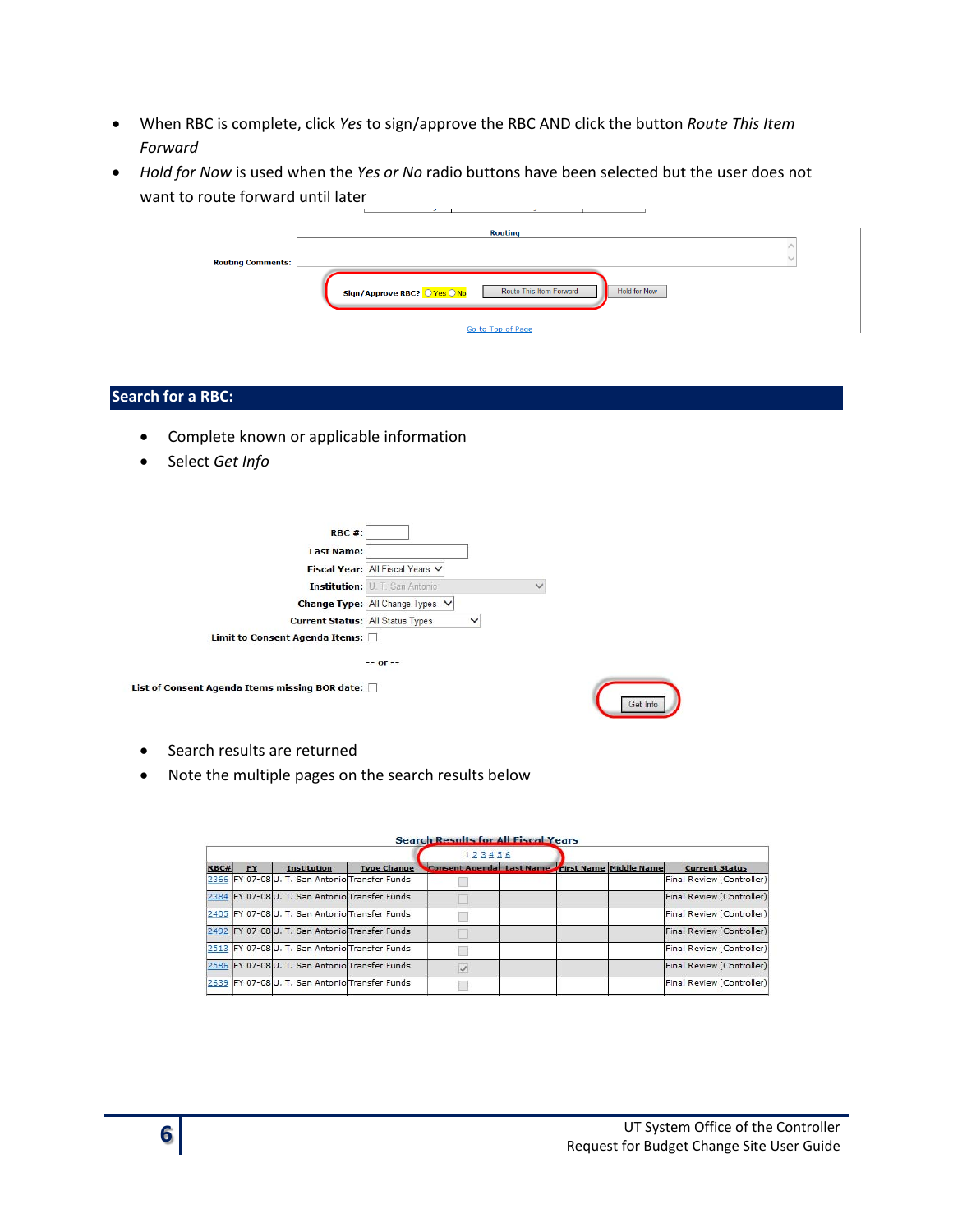- When RBC is complete, click *Yes* to sign/approve the RBC AND click the button *Route This Item Forward*
- *Hold for Now* is used when the *Yes or No* radio buttons have been selected but the user does not want to route forward until later

Routing

Routing Comments:

Sign/Approve RBC? ○Yes ○No | Route This Item Forward | Hold for Now

Go to Top of Page

## Search for a RBC:

- Complete known or applicable information
- Select *Get Info*

RBC #:

Last Name:

Fiscal Year: All Fiscal Years

Institution: U. T. San Antonio

Change Type: All Change Types

Current Status: All Status Types

Limit to Consent Agenda Items:

-- or --

List of Consent Agenda Items missing BOR date:

Get Info

- Search results are returned
- Note the multiple pages on the search results below

Search Results for All Fiscal Years

1 2 3 4 5 6

| RBC# | FY | Institution | Type Change | Consent Agenda | Last Name | First Name | Middle Name | Current Status |
|---|---|---|---|---|---|---|---|---|
| 2366 | FY 07-08 | U. T. San Antonio | Transfer Funds | ☐ | | | | Final Review (Controller) |
| 2384 | FY 07-08 | U. T. San Antonio | Transfer Funds | ☐ | | | | Final Review (Controller) |
| 2405 | FY 07-08 | U. T. San Antonio | Transfer Funds | ☐ | | | | Final Review (Controller) |
| 2492 | FY 07-08 | U. T. San Antonio | Transfer Funds | ☐ | | | | Final Review (Controller) |
| 2513 | FY 07-08 | U. T. San Antonio | Transfer Funds | ☐ | | | | Final Review (Controller) |
| 2586 | FY 07-08 | U. T. San Antonio | Transfer Funds | ☑ | | | | Final Review (Controller) |
| 2639 | FY 07-08 | U. T. San Antonio | Transfer Funds | ☐ | | | | Final Review (Controller) |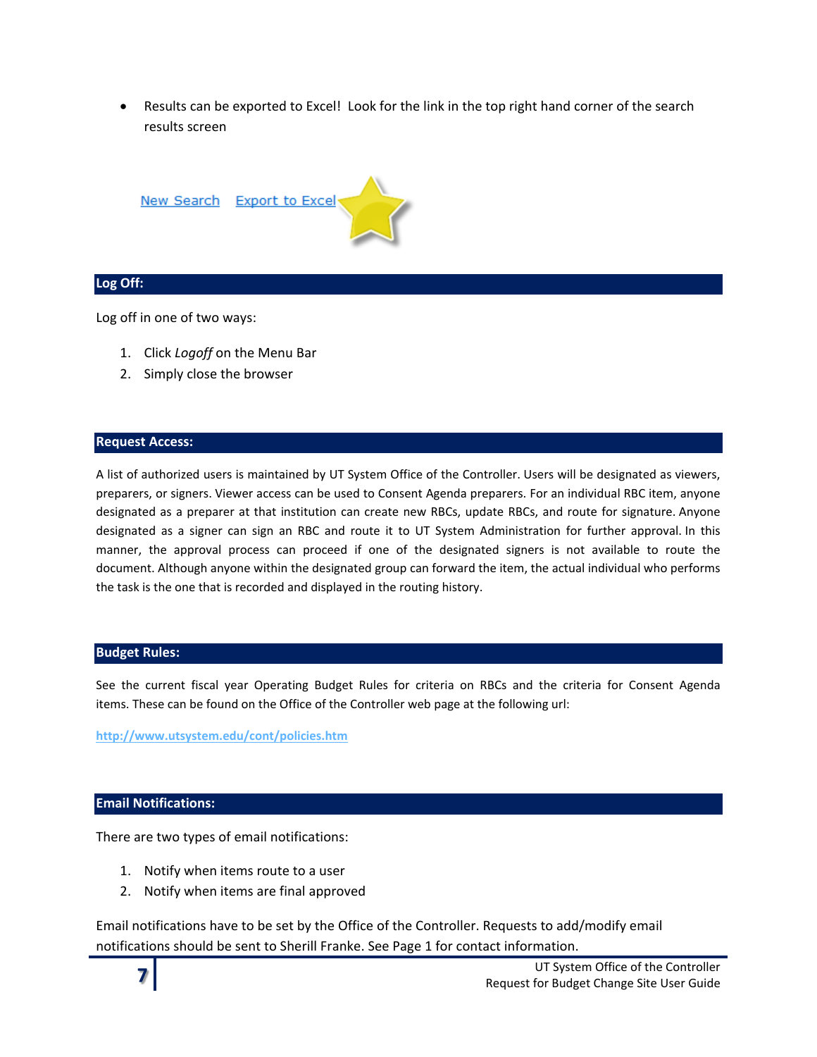- Results can be exported to Excel! Look for the link in the top right hand corner of the search results screen

New Search Export to Excel

## Log Off:

Log off in one of two ways:

1. Click *Logoff* on the Menu Bar
2. Simply close the browser

## Request Access:

A list of authorized users is maintained by UT System Office of the Controller. Users will be designated as viewers, preparers, or signers. Viewer access can be used to Consent Agenda preparers. For an individual RBC item, anyone designated as a preparer at that institution can create new RBCs, update RBCs, and route for signature. Anyone designated as a signer can sign an RBC and route it to UT System Administration for further approval. In this manner, the approval process can proceed if one of the designated signers is not available to route the document. Although anyone within the designated group can forward the item, the actual individual who performs the task is the one that is recorded and displayed in the routing history.

## Budget Rules:

See the current fiscal year Operating Budget Rules for criteria on RBCs and the criteria for Consent Agenda items. These can be found on the Office of the Controller web page at the following url:

**http://www.utsystem.edu/cont/policies.htm**

## Email Notifications:

There are two types of email notifications:

1. Notify when items route to a user
2. Notify when items are final approved

Email notifications have to be set by the Office of the Controller. Requests to add/modify email notifications should be sent to Sherill Franke. See Page 1 for contact information.